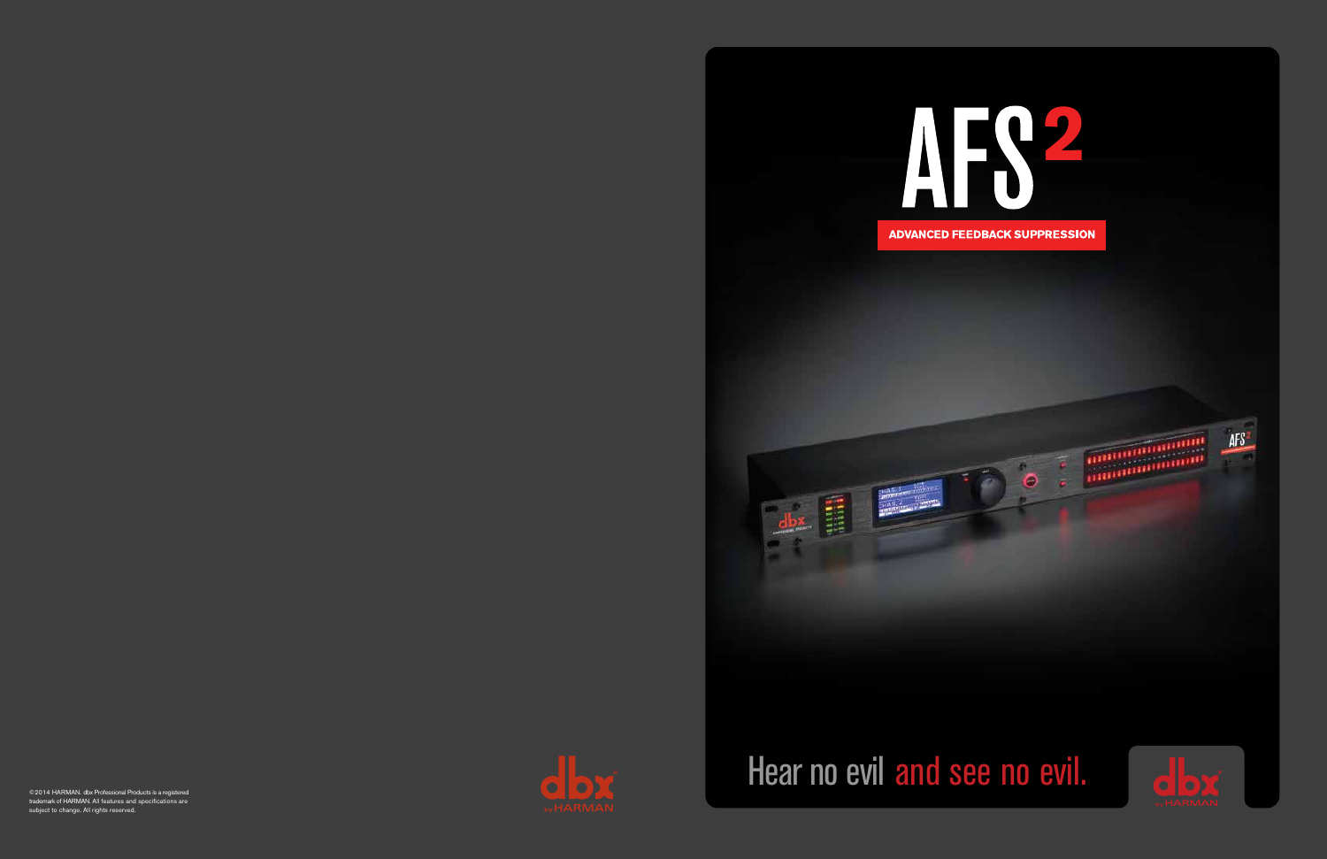©2014 HARMAN. dbx Professional Products is a registered trademark of HARMAN. All features and specifications are subject to change. All rights reserved.

dbx by HARMAN

# AFS2

**ADVANCED FEEDBACK SUPPRESSION**

Hear no evil and see no evil.

dbx by HARMAN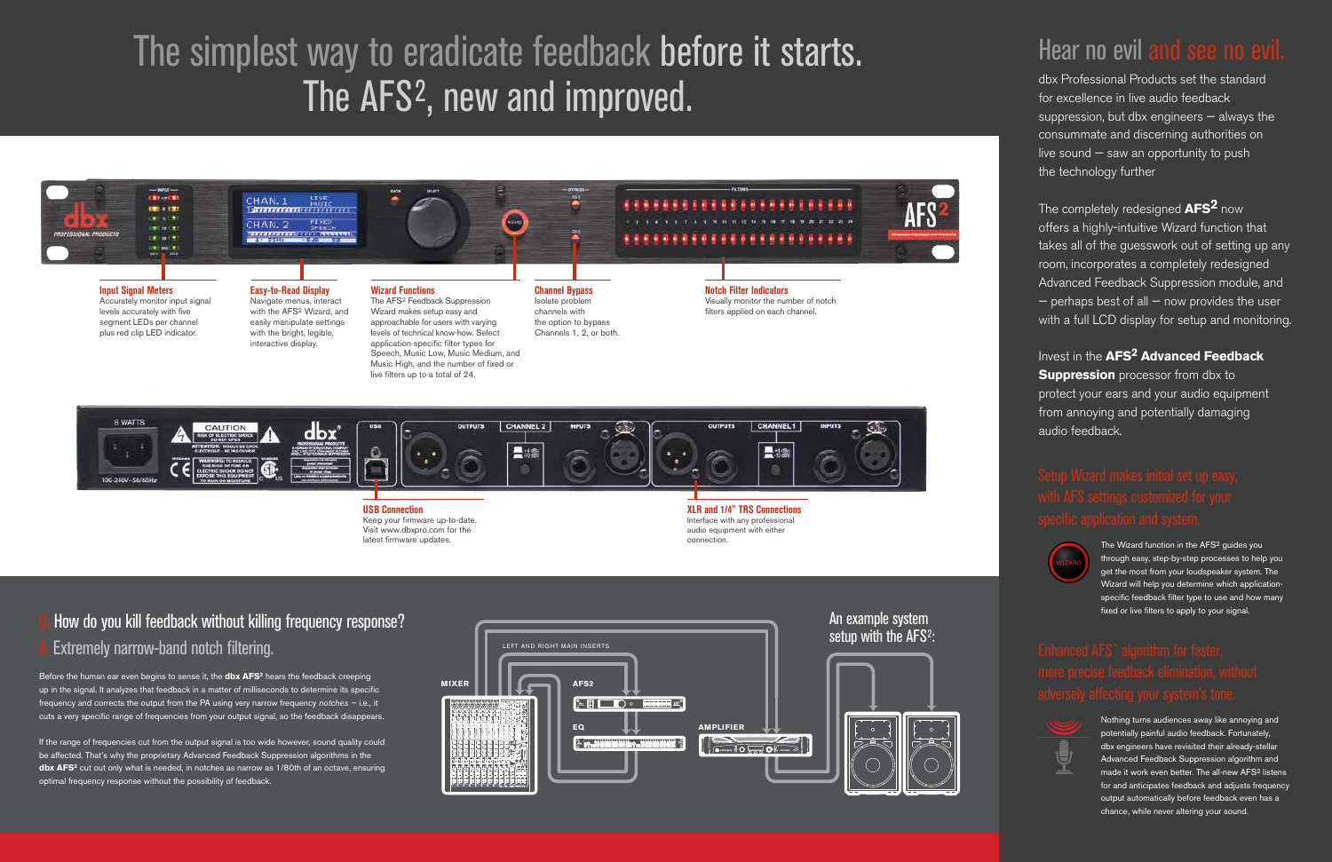# The simplest way to eradicate feedback before it starts. The AFS², new and improved.

**Input Signal Meters**
Accurately monitor input signal levels accurately with five segment LEDs per channel plus red clip LED indicator.

**Easy-to-Read Display**
Navigate menus, interact with the AFS² Wizard, and easily manipulate settings with the bright, legible, interactive display.

**Wizard Functions**
The AFS² Feedback Suppression Wizard makes setup easy and approachable for users with varying levels of technical know-how. Select application-specific filter types for Speech, Music Low, Music Medium, and Music High, and the number of fixed or live filters up to a total of 24.

**Channel Bypass**
Isolate problem channels with the option to bypass Channels 1, 2, or both.

**Notch Filter Indicators**
Visually monitor the number of notch filters applied on each channel.

**USB Connection**
Keep your firmware up-to-date. Visit www.dbxpro.com for the latest firmware updates.

**XLR and 1/4" TRS Connections**
Interface with any professional audio equipment with either connection.

## Q: How do you kill feedback without killing frequency response?

## A: Extremely narrow-band notch filtering.

Before the human ear even begins to sense it, the **dbx AFS²** hears the feedback creeping up in the signal. It analyzes that feedback in a matter of milliseconds to determine its specific frequency and corrects the output from the PA using very narrow frequency *notches* – i.e., it cuts a very specific range of frequencies from your output signal, so the feedback disappears.

If the range of frequencies cut from the output signal is too wide however, sound quality could be affected. That's why the proprietary Advanced Feedback Suppression algorithms in the **dbx AFS²** cut out only what is needed, in notches as narrow as 1/80th of an octave, ensuring optimal frequency response without the possibility of feedback.

An example system setup with the AFS²:

LEFT AND RIGHT MAIN INSERTS

MIXER

AFS2

EQ

AMPLIFIER

## Hear no evil and see no evil.

dbx Professional Products set the standard for excellence in live audio feedback suppression, but dbx engineers – always the consummate and discerning authorities on live sound – saw an opportunity to push the technology further

The completely redesigned **AFS²** now offers a highly-intuitive Wizard function that takes all of the guesswork out of setting up any room, incorporates a completely redesigned Advanced Feedback Suppression module, and – perhaps best of all – now provides the user with a full LCD display for setup and monitoring.

Invest in the **AFS² Advanced Feedback Suppression** processor from dbx to protect your ears and your audio equipment from annoying and potentially damaging audio feedback.

### Setup Wizard makes initial set up easy, with AFS settings customized for your specific application and system.

The Wizard function in the AFS² guides you through easy, step-by-step processes to help you get the most from your loudspeaker system. The Wizard will help you determine which application-specific feedback filter type to use and how many fixed or live filters to apply to your signal.

### Enhanced AFS™ algorithm for faster, more precise feedback elimination, without adversely affecting your system's tone.

Nothing turns audiences away like annoying and potentially painful audio feedback. Fortunately, dbx engineers have revisited their already-stellar Advanced Feedback Suppression algorithm and made it work even better. The all-new AFS² listens for and anticipates feedback and adjusts frequency output automatically before feedback even has a chance, while never altering your sound.